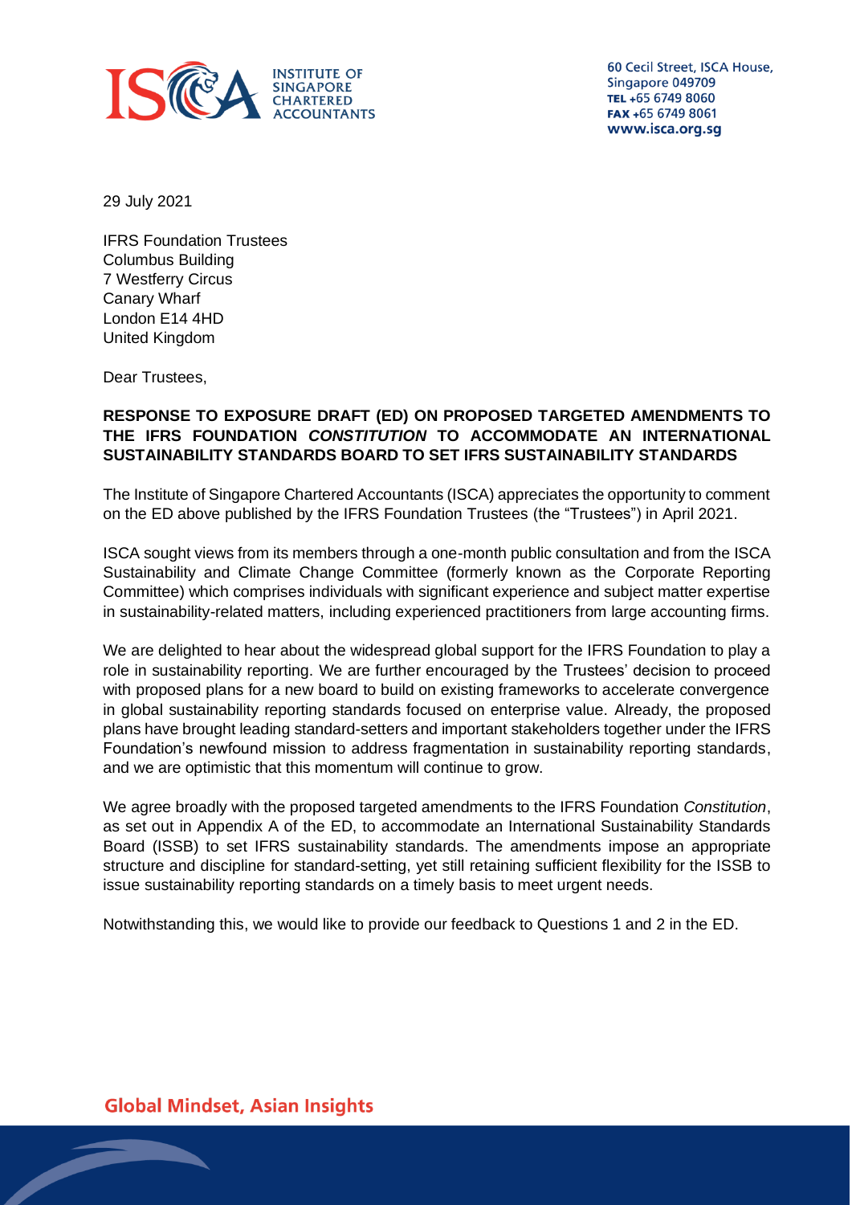INSTITUTE OF SINGAPORE CHARTERED ACCOUNTANTS

60 Cecil Street, ISCA House,
Singapore 049709
TEL +65 6749 8060
FAX +65 6749 8061
www.isca.org.sg

29 July 2021

IFRS Foundation Trustees
Columbus Building
7 Westferry Circus
Canary Wharf
London E14 4HD
United Kingdom

Dear Trustees,

**RESPONSE TO EXPOSURE DRAFT (ED) ON PROPOSED TARGETED AMENDMENTS TO THE IFRS FOUNDATION *CONSTITUTION* TO ACCOMMODATE AN INTERNATIONAL SUSTAINABILITY STANDARDS BOARD TO SET IFRS SUSTAINABILITY STANDARDS**

The Institute of Singapore Chartered Accountants (ISCA) appreciates the opportunity to comment on the ED above published by the IFRS Foundation Trustees (the "Trustees") in April 2021.

ISCA sought views from its members through a one-month public consultation and from the ISCA Sustainability and Climate Change Committee (formerly known as the Corporate Reporting Committee) which comprises individuals with significant experience and subject matter expertise in sustainability-related matters, including experienced practitioners from large accounting firms.

We are delighted to hear about the widespread global support for the IFRS Foundation to play a role in sustainability reporting. We are further encouraged by the Trustees' decision to proceed with proposed plans for a new board to build on existing frameworks to accelerate convergence in global sustainability reporting standards focused on enterprise value. Already, the proposed plans have brought leading standard-setters and important stakeholders together under the IFRS Foundation's newfound mission to address fragmentation in sustainability reporting standards, and we are optimistic that this momentum will continue to grow.

We agree broadly with the proposed targeted amendments to the IFRS Foundation *Constitution*, as set out in Appendix A of the ED, to accommodate an International Sustainability Standards Board (ISSB) to set IFRS sustainability standards. The amendments impose an appropriate structure and discipline for standard-setting, yet still retaining sufficient flexibility for the ISSB to issue sustainability reporting standards on a timely basis to meet urgent needs.

Notwithstanding this, we would like to provide our feedback to Questions 1 and 2 in the ED.

Global Mindset, Asian Insights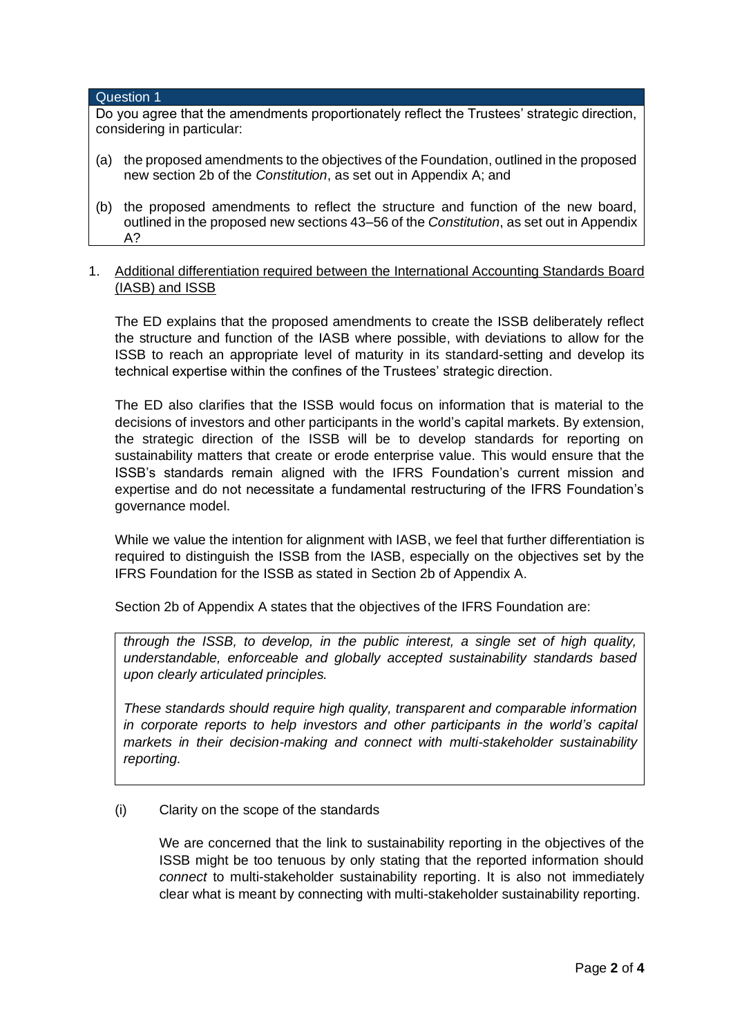**Question 1**

Do you agree that the amendments proportionately reflect the Trustees' strategic direction, considering in particular:

(a) the proposed amendments to the objectives of the Foundation, outlined in the proposed new section 2b of the *Constitution*, as set out in Appendix A; and

(b) the proposed amendments to reflect the structure and function of the new board, outlined in the proposed new sections 43–56 of the *Constitution*, as set out in Appendix A?

1. <u>Additional differentiation required between the International Accounting Standards Board (IASB) and ISSB</u>

   The ED explains that the proposed amendments to create the ISSB deliberately reflect the structure and function of the IASB where possible, with deviations to allow for the ISSB to reach an appropriate level of maturity in its standard-setting and develop its technical expertise within the confines of the Trustees' strategic direction.

   The ED also clarifies that the ISSB would focus on information that is material to the decisions of investors and other participants in the world's capital markets. By extension, the strategic direction of the ISSB will be to develop standards for reporting on sustainability matters that create or erode enterprise value. This would ensure that the ISSB's standards remain aligned with the IFRS Foundation's current mission and expertise and do not necessitate a fundamental restructuring of the IFRS Foundation's governance model.

   While we value the intention for alignment with IASB, we feel that further differentiation is required to distinguish the ISSB from the IASB, especially on the objectives set by the IFRS Foundation for the ISSB as stated in Section 2b of Appendix A.

   Section 2b of Appendix A states that the objectives of the IFRS Foundation are:

   > *through the ISSB, to develop, in the public interest, a single set of high quality, understandable, enforceable and globally accepted sustainability standards based upon clearly articulated principles.*
   >
   > *These standards should require high quality, transparent and comparable information in corporate reports to help investors and other participants in the world's capital markets in their decision-making and connect with multi-stakeholder sustainability reporting.*

   (i) Clarity on the scope of the standards

   We are concerned that the link to sustainability reporting in the objectives of the ISSB might be too tenuous by only stating that the reported information should *connect* to multi-stakeholder sustainability reporting. It is also not immediately clear what is meant by connecting with multi-stakeholder sustainability reporting.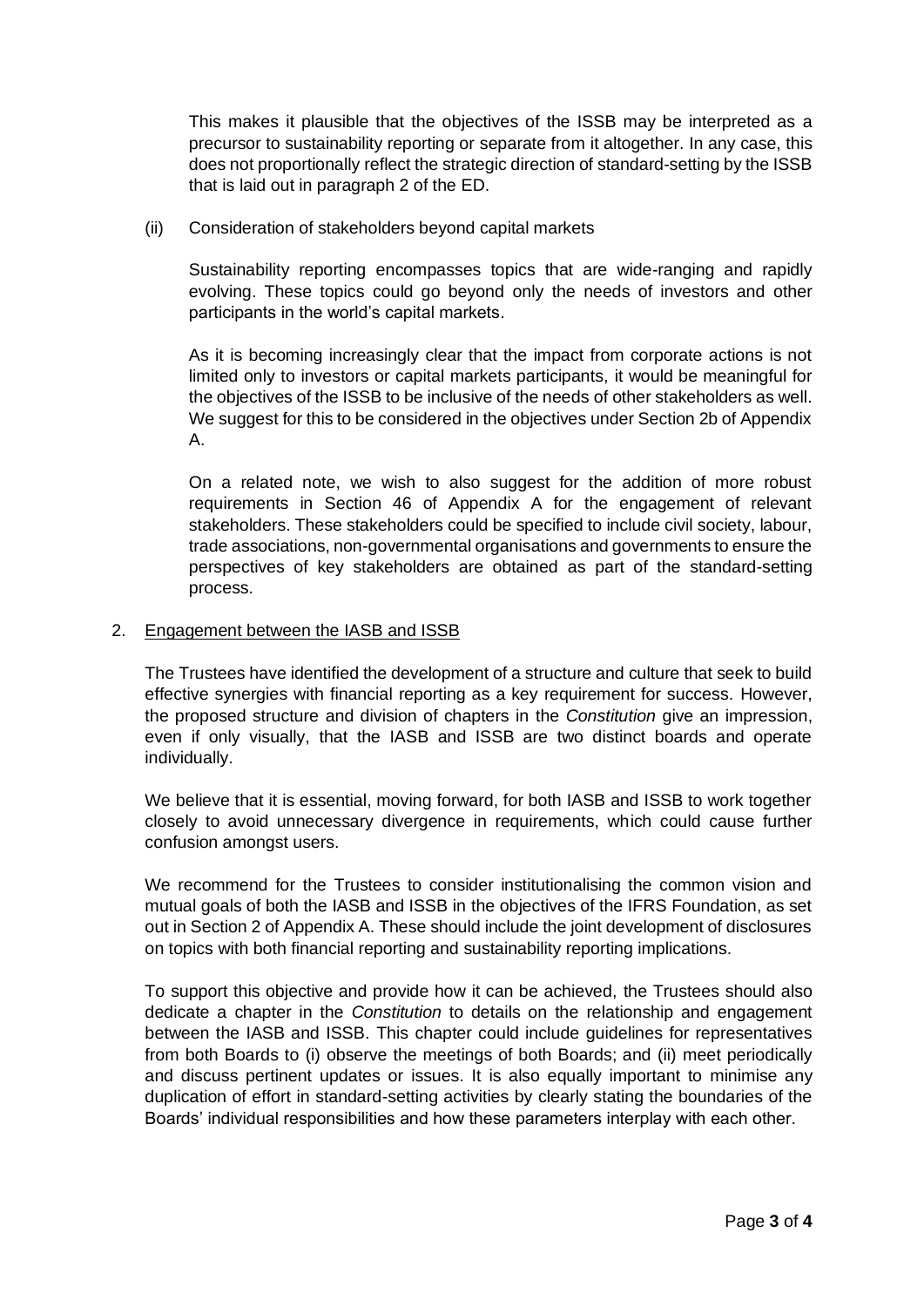This makes it plausible that the objectives of the ISSB may be interpreted as a precursor to sustainability reporting or separate from it altogether. In any case, this does not proportionally reflect the strategic direction of standard-setting by the ISSB that is laid out in paragraph 2 of the ED.

(ii) Consideration of stakeholders beyond capital markets

Sustainability reporting encompasses topics that are wide-ranging and rapidly evolving. These topics could go beyond only the needs of investors and other participants in the world's capital markets.

As it is becoming increasingly clear that the impact from corporate actions is not limited only to investors or capital markets participants, it would be meaningful for the objectives of the ISSB to be inclusive of the needs of other stakeholders as well. We suggest for this to be considered in the objectives under Section 2b of Appendix A.

On a related note, we wish to also suggest for the addition of more robust requirements in Section 46 of Appendix A for the engagement of relevant stakeholders. These stakeholders could be specified to include civil society, labour, trade associations, non-governmental organisations and governments to ensure the perspectives of key stakeholders are obtained as part of the standard-setting process.

2. Engagement between the IASB and ISSB

The Trustees have identified the development of a structure and culture that seek to build effective synergies with financial reporting as a key requirement for success. However, the proposed structure and division of chapters in the *Constitution* give an impression, even if only visually, that the IASB and ISSB are two distinct boards and operate individually.

We believe that it is essential, moving forward, for both IASB and ISSB to work together closely to avoid unnecessary divergence in requirements, which could cause further confusion amongst users.

We recommend for the Trustees to consider institutionalising the common vision and mutual goals of both the IASB and ISSB in the objectives of the IFRS Foundation, as set out in Section 2 of Appendix A. These should include the joint development of disclosures on topics with both financial reporting and sustainability reporting implications.

To support this objective and provide how it can be achieved, the Trustees should also dedicate a chapter in the *Constitution* to details on the relationship and engagement between the IASB and ISSB. This chapter could include guidelines for representatives from both Boards to (i) observe the meetings of both Boards; and (ii) meet periodically and discuss pertinent updates or issues. It is also equally important to minimise any duplication of effort in standard-setting activities by clearly stating the boundaries of the Boards' individual responsibilities and how these parameters interplay with each other.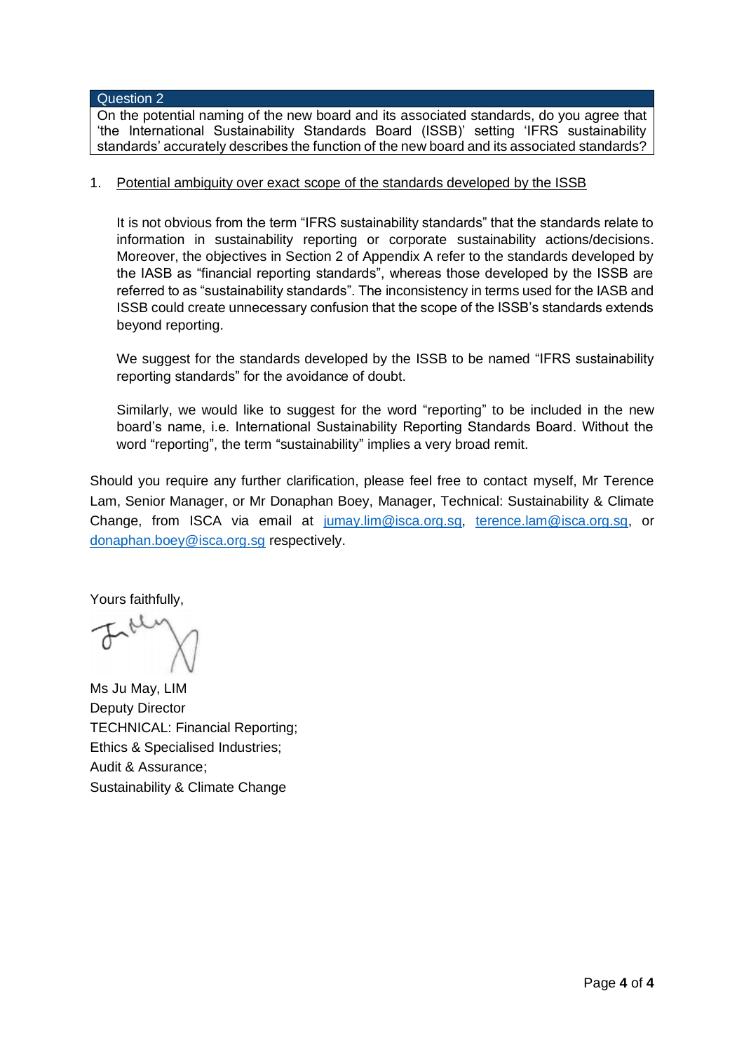| Question 2 |
| --- |
| On the potential naming of the new board and its associated standards, do you agree that 'the International Sustainability Standards Board (ISSB)' setting 'IFRS sustainability standards' accurately describes the function of the new board and its associated standards? |

1. Potential ambiguity over exact scope of the standards developed by the ISSB

   It is not obvious from the term "IFRS sustainability standards" that the standards relate to information in sustainability reporting or corporate sustainability actions/decisions. Moreover, the objectives in Section 2 of Appendix A refer to the standards developed by the IASB as "financial reporting standards", whereas those developed by the ISSB are referred to as "sustainability standards". The inconsistency in terms used for the IASB and ISSB could create unnecessary confusion that the scope of the ISSB's standards extends beyond reporting.

   We suggest for the standards developed by the ISSB to be named "IFRS sustainability reporting standards" for the avoidance of doubt.

   Similarly, we would like to suggest for the word "reporting" to be included in the new board's name, i.e. International Sustainability Reporting Standards Board. Without the word "reporting", the term "sustainability" implies a very broad remit.

Should you require any further clarification, please feel free to contact myself, Mr Terence Lam, Senior Manager, or Mr Donaphan Boey, Manager, Technical: Sustainability & Climate Change, from ISCA via email at jumay.lim@isca.org.sg, terence.lam@isca.org.sg, or donaphan.boey@isca.org.sg respectively.

Yours faithfully,

Ms Ju May, LIM
Deputy Director
TECHNICAL: Financial Reporting;
Ethics & Specialised Industries;
Audit & Assurance;
Sustainability & Climate Change